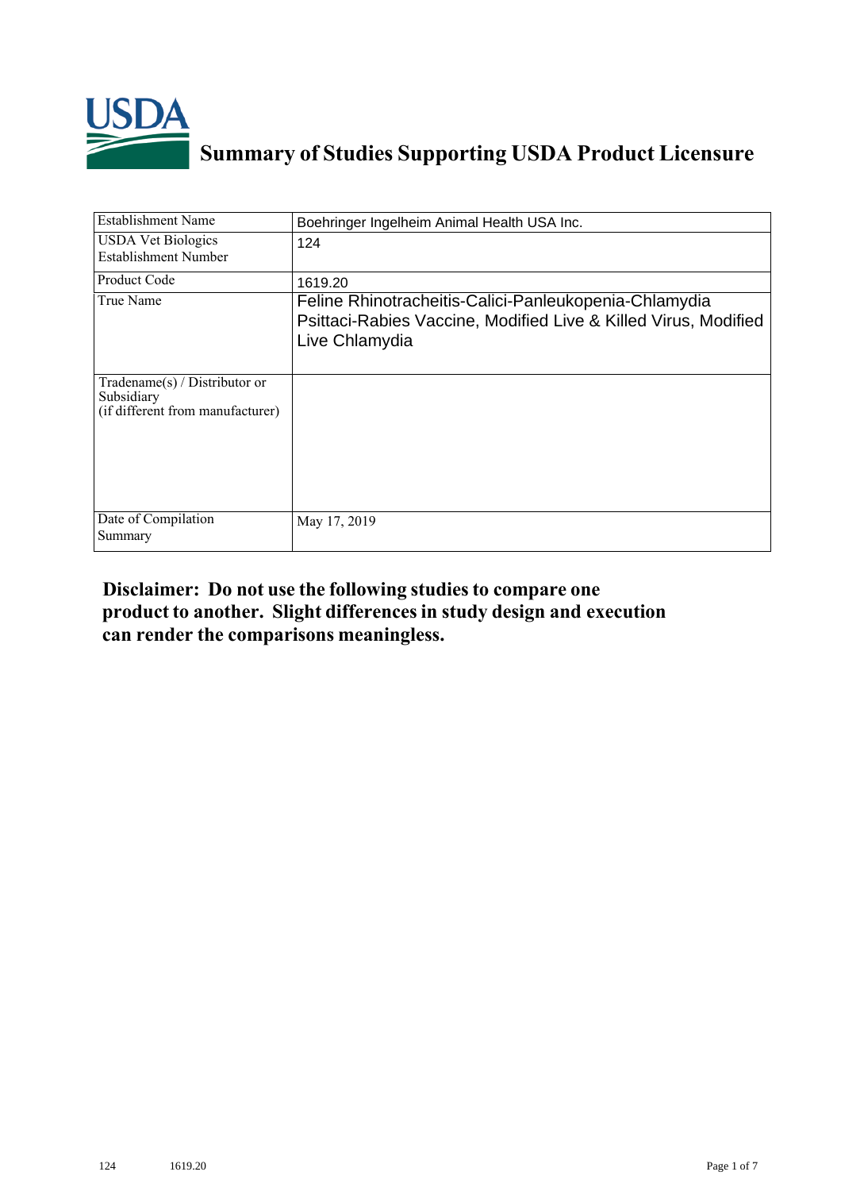# Summary of Studies Supporting USDA Product Licensure

| Establishment Name | Boehringer Ingelheim Animal Health USA Inc. |
| --- | --- |
| USDA Vet Biologics Establishment Number | 124 |
| Product Code | 1619.20 |
| True Name | Feline Rhinotracheitis-Calici-Panleukopenia-Chlamydia Psittaci-Rabies Vaccine, Modified Live & Killed Virus, Modified Live Chlamydia |
| Tradename(s) / Distributor or Subsidiary (if different from manufacturer) | |
| Date of Compilation Summary | May 17, 2019 |

**Disclaimer: Do not use the following studies to compare one product to another. Slight differences in study design and execution can render the comparisons meaningless.**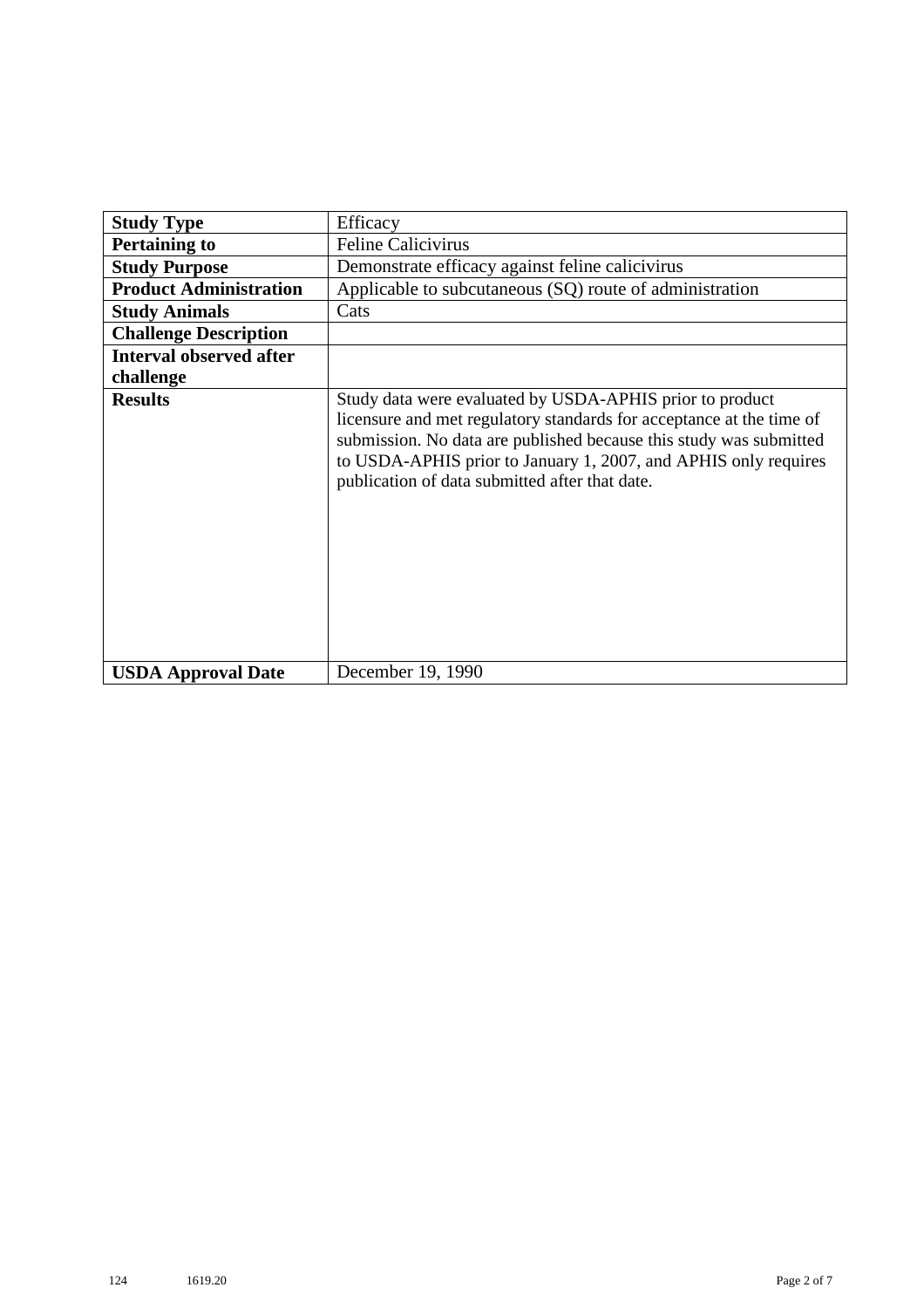| **Study Type** | Efficacy |
|---|---|
| **Pertaining to** | Feline Calicivirus |
| **Study Purpose** | Demonstrate efficacy against feline calicivirus |
| **Product Administration** | Applicable to subcutaneous (SQ) route of administration |
| **Study Animals** | Cats |
| **Challenge Description** | |
| **Interval observed after challenge** | |
| **Results** | Study data were evaluated by USDA-APHIS prior to product licensure and met regulatory standards for acceptance at the time of submission. No data are published because this study was submitted to USDA-APHIS prior to January 1, 2007, and APHIS only requires publication of data submitted after that date. |
| **USDA Approval Date** | December 19, 1990 |

124 1619.20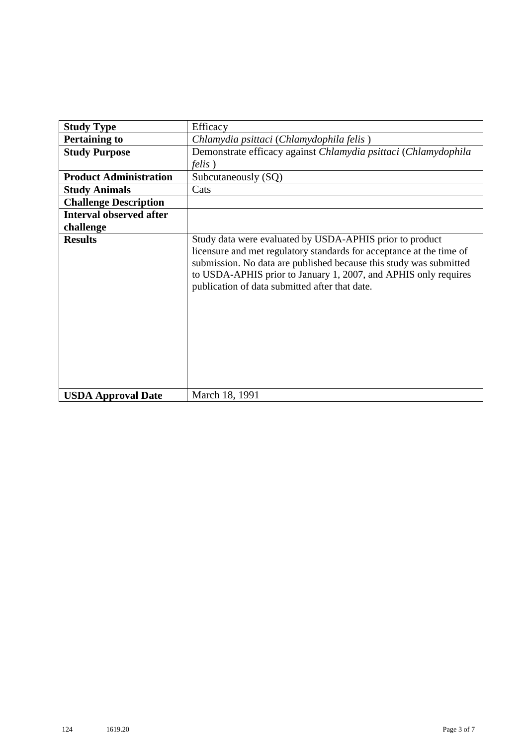| **Study Type** | Efficacy |
|---|---|
| **Pertaining to** | *Chlamydia psittaci* (*Chlamydophila felis* ) |
| **Study Purpose** | Demonstrate efficacy against *Chlamydia psittaci* (*Chlamydophila felis* ) |
| **Product Administration** | Subcutaneously (SQ) |
| **Study Animals** | Cats |
| **Challenge Description** | |
| **Interval observed after challenge** | |
| **Results** | Study data were evaluated by USDA-APHIS prior to product licensure and met regulatory standards for acceptance at the time of submission. No data are published because this study was submitted to USDA-APHIS prior to January 1, 2007, and APHIS only requires publication of data submitted after that date. |
| **USDA Approval Date** | March 18, 1991 |

124 1619.20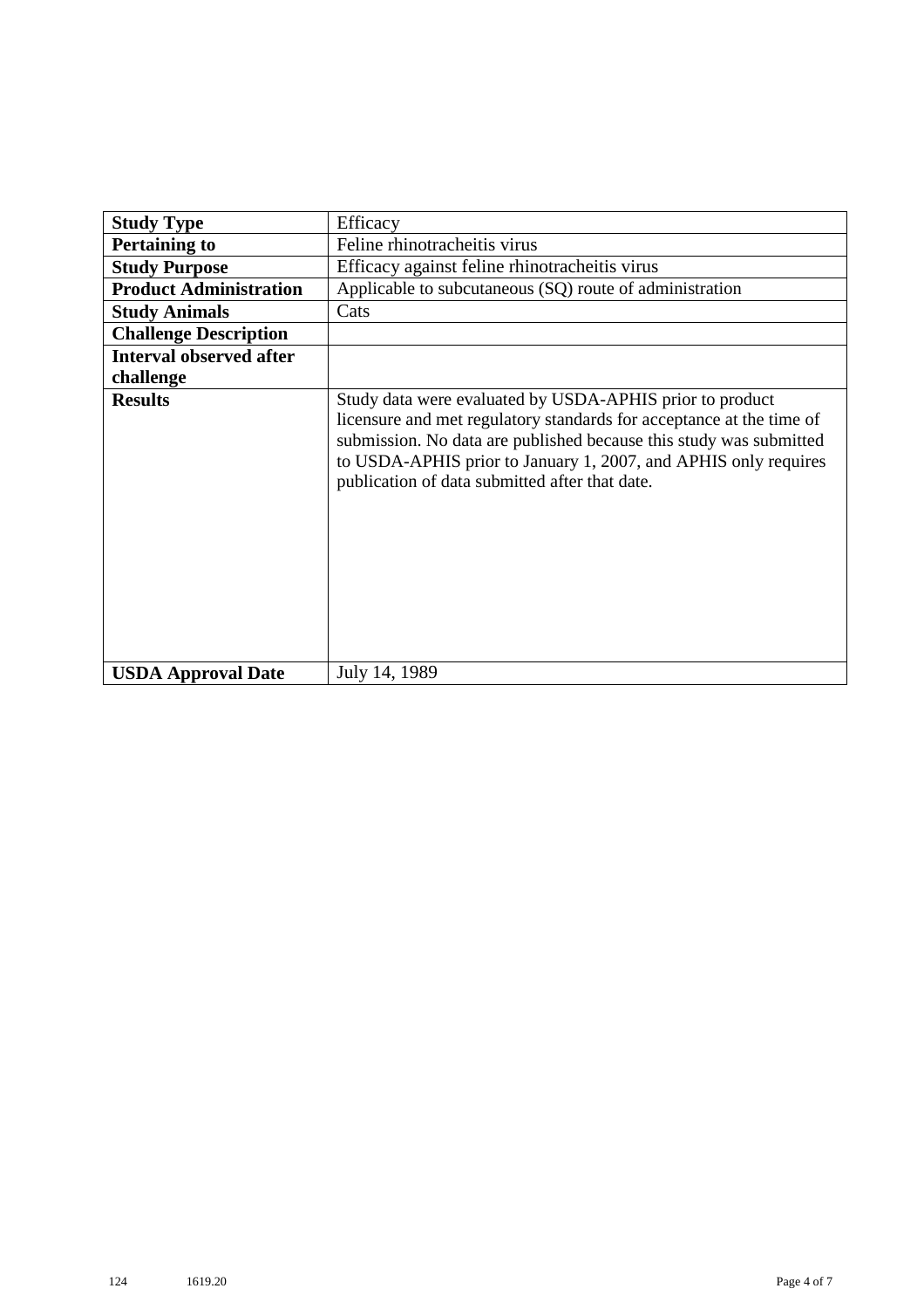| Study Type | Efficacy |
|---|---|
| **Pertaining to** | Feline rhinotracheitis virus |
| **Study Purpose** | Efficacy against feline rhinotracheitis virus |
| **Product Administration** | Applicable to subcutaneous (SQ) route of administration |
| **Study Animals** | Cats |
| **Challenge Description** | |
| **Interval observed after challenge** | |
| **Results** | Study data were evaluated by USDA-APHIS prior to product licensure and met regulatory standards for acceptance at the time of submission. No data are published because this study was submitted to USDA-APHIS prior to January 1, 2007, and APHIS only requires publication of data submitted after that date. |
| **USDA Approval Date** | July 14, 1989 |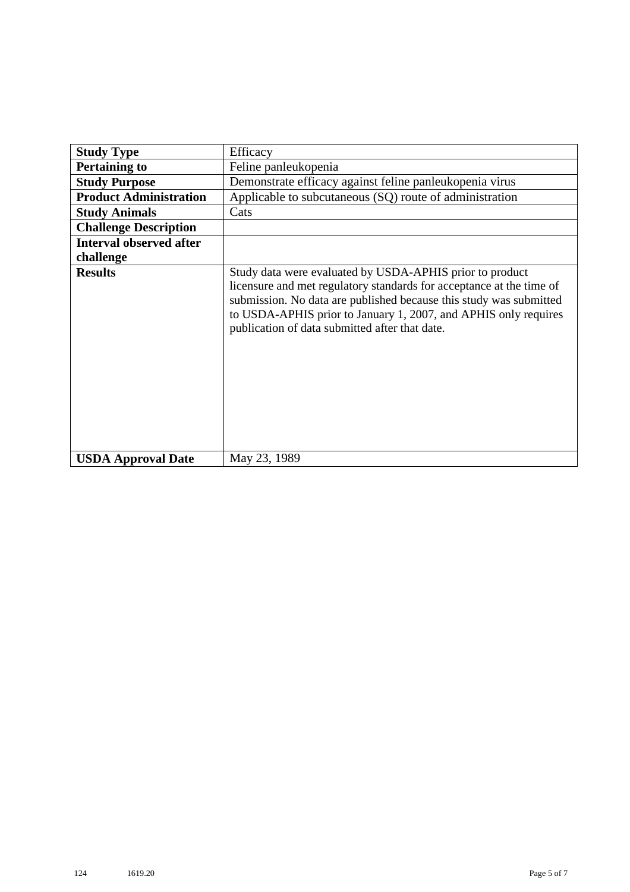| **Study Type** | Efficacy |
| --- | --- |
| **Pertaining to** | Feline panleukopenia |
| **Study Purpose** | Demonstrate efficacy against feline panleukopenia virus |
| **Product Administration** | Applicable to subcutaneous (SQ) route of administration |
| **Study Animals** | Cats |
| **Challenge Description** | |
| **Interval observed after challenge** | |
| **Results** | Study data were evaluated by USDA-APHIS prior to product licensure and met regulatory standards for acceptance at the time of submission. No data are published because this study was submitted to USDA-APHIS prior to January 1, 2007, and APHIS only requires publication of data submitted after that date. |
| **USDA Approval Date** | May 23, 1989 |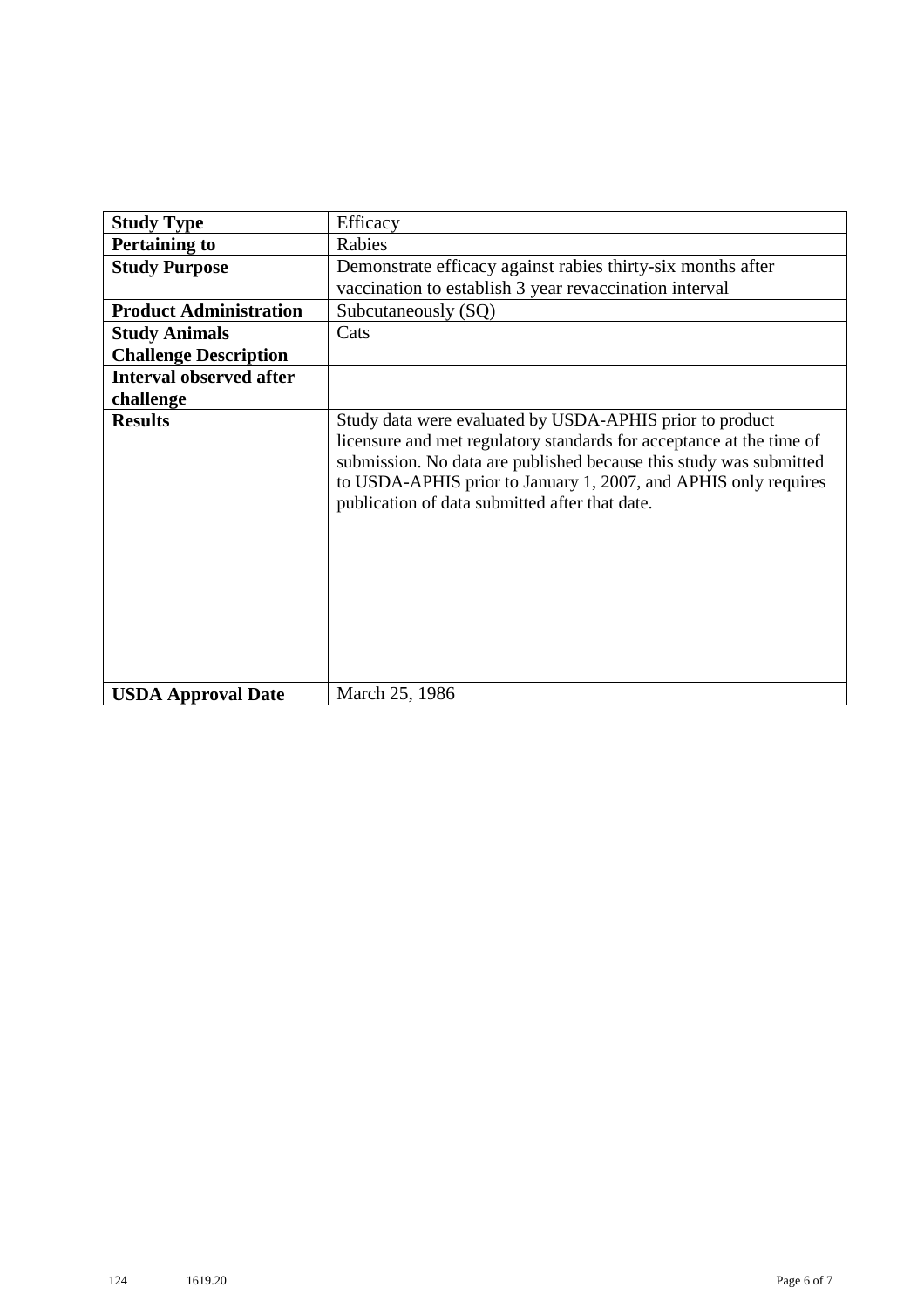| **Study Type** | Efficacy |
| --- | --- |
| **Pertaining to** | Rabies |
| **Study Purpose** | Demonstrate efficacy against rabies thirty-six months after vaccination to establish 3 year revaccination interval |
| **Product Administration** | Subcutaneously (SQ) |
| **Study Animals** | Cats |
| **Challenge Description** | |
| **Interval observed after challenge** | |
| **Results** | Study data were evaluated by USDA-APHIS prior to product licensure and met regulatory standards for acceptance at the time of submission. No data are published because this study was submitted to USDA-APHIS prior to January 1, 2007, and APHIS only requires publication of data submitted after that date. |
| **USDA Approval Date** | March 25, 1986 |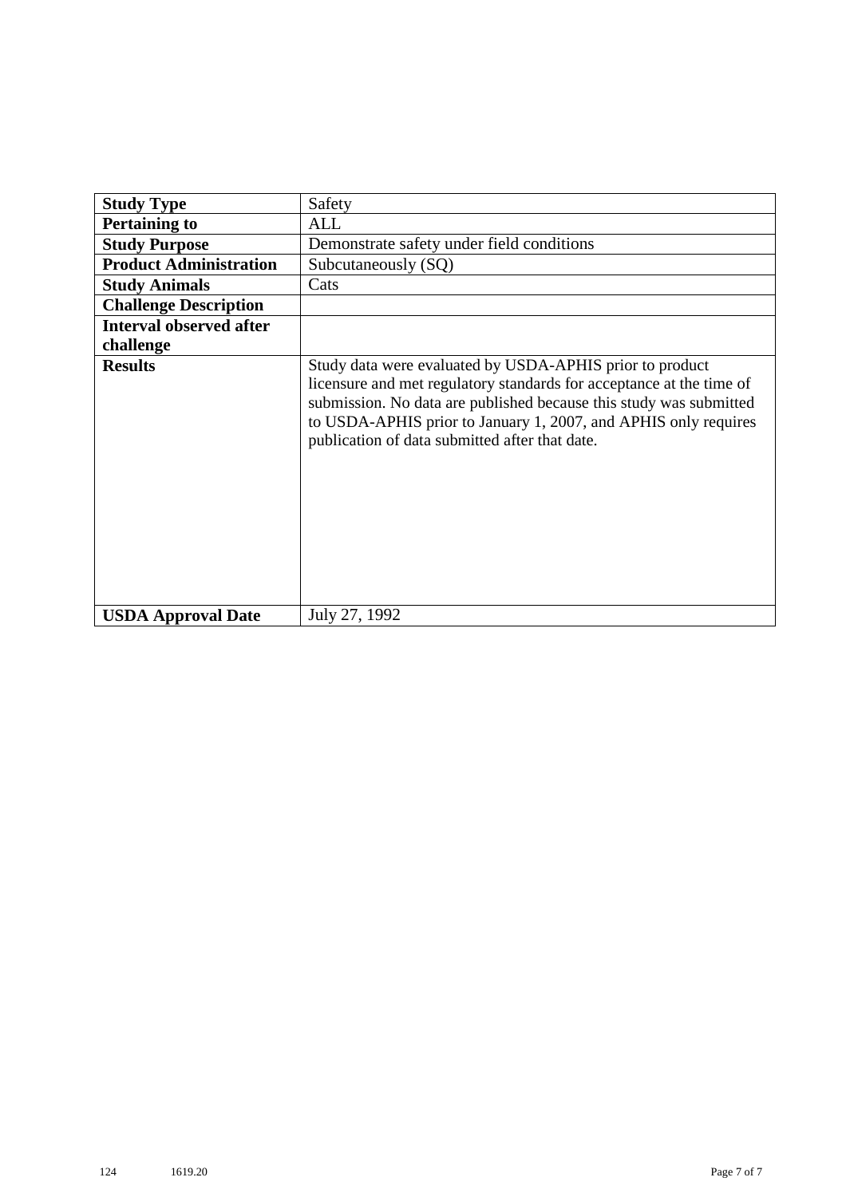| | |
|---|---|
| **Study Type** | Safety |
| **Pertaining to** | ALL |
| **Study Purpose** | Demonstrate safety under field conditions |
| **Product Administration** | Subcutaneously (SQ) |
| **Study Animals** | Cats |
| **Challenge Description** | |
| **Interval observed after challenge** | |
| **Results** | Study data were evaluated by USDA-APHIS prior to product licensure and met regulatory standards for acceptance at the time of submission. No data are published because this study was submitted to USDA-APHIS prior to January 1, 2007, and APHIS only requires publication of data submitted after that date. |
| **USDA Approval Date** | July 27, 1992 |

124 1619.20